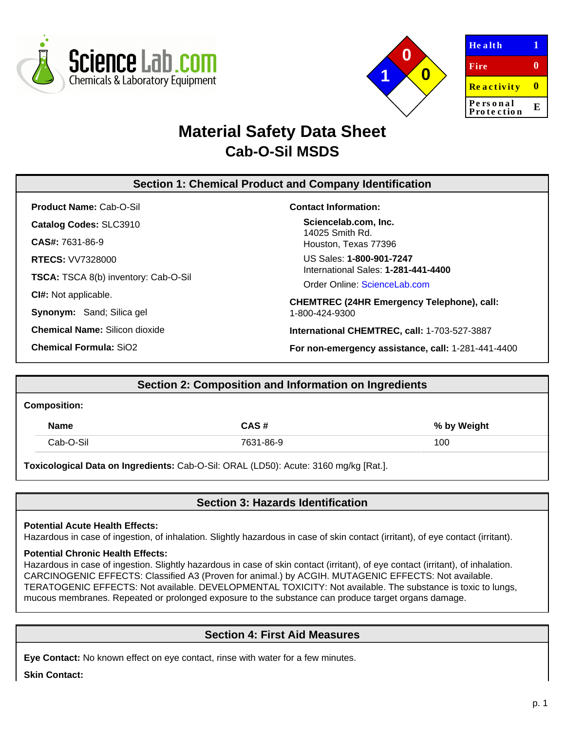ScienceLab.com
Chemicals & Laboratory Equipment

| Health | 1 |
| --- | --- |
| Fire | 0 |
| Reactivity | 0 |
| Personal Protection | E |

# Material Safety Data Sheet
## Cab-O-Sil MSDS

## Section 1: Chemical Product and Company Identification

**Product Name:** Cab-O-Sil

**Catalog Codes:** SLC3910

**CAS#:** 7631-86-9

**RTECS:** VV7328000

**TSCA:** TSCA 8(b) inventory: Cab-O-Sil

**CI#:** Not applicable.

**Synonym:** Sand; Silica gel

**Chemical Name:** Silicon dioxide

**Chemical Formula:** $SiO_2$

**Contact Information:**

**Sciencelab.com, Inc.**
14025 Smith Rd.
Houston, Texas 77396

US Sales: **1-800-901-7247**
International Sales: **1-281-441-4400**

Order Online: ScienceLab.com

**CHEMTREC (24HR Emergency Telephone), call:**
1-800-424-9300

**International CHEMTREC, call:** 1-703-527-3887

**For non-emergency assistance, call:** 1-281-441-4400

## Section 2: Composition and Information on Ingredients

**Composition:**

| Name | CAS # | % by Weight |
| --- | --- | --- |
| Cab-O-Sil | 7631-86-9 | 100 |

**Toxicological Data on Ingredients:** Cab-O-Sil: ORAL (LD50): Acute: 3160 mg/kg [Rat.].

## Section 3: Hazards Identification

**Potential Acute Health Effects:**
Hazardous in case of ingestion, of inhalation. Slightly hazardous in case of skin contact (irritant), of eye contact (irritant).

**Potential Chronic Health Effects:**
Hazardous in case of ingestion. Slightly hazardous in case of skin contact (irritant), of eye contact (irritant), of inhalation. CARCINOGENIC EFFECTS: Classified A3 (Proven for animal.) by ACGIH. MUTAGENIC EFFECTS: Not available. TERATOGENIC EFFECTS: Not available. DEVELOPMENTAL TOXICITY: Not available. The substance is toxic to lungs, mucous membranes. Repeated or prolonged exposure to the substance can produce target organs damage.

## Section 4: First Aid Measures

**Eye Contact:** No known effect on eye contact, rinse with water for a few minutes.

**Skin Contact:**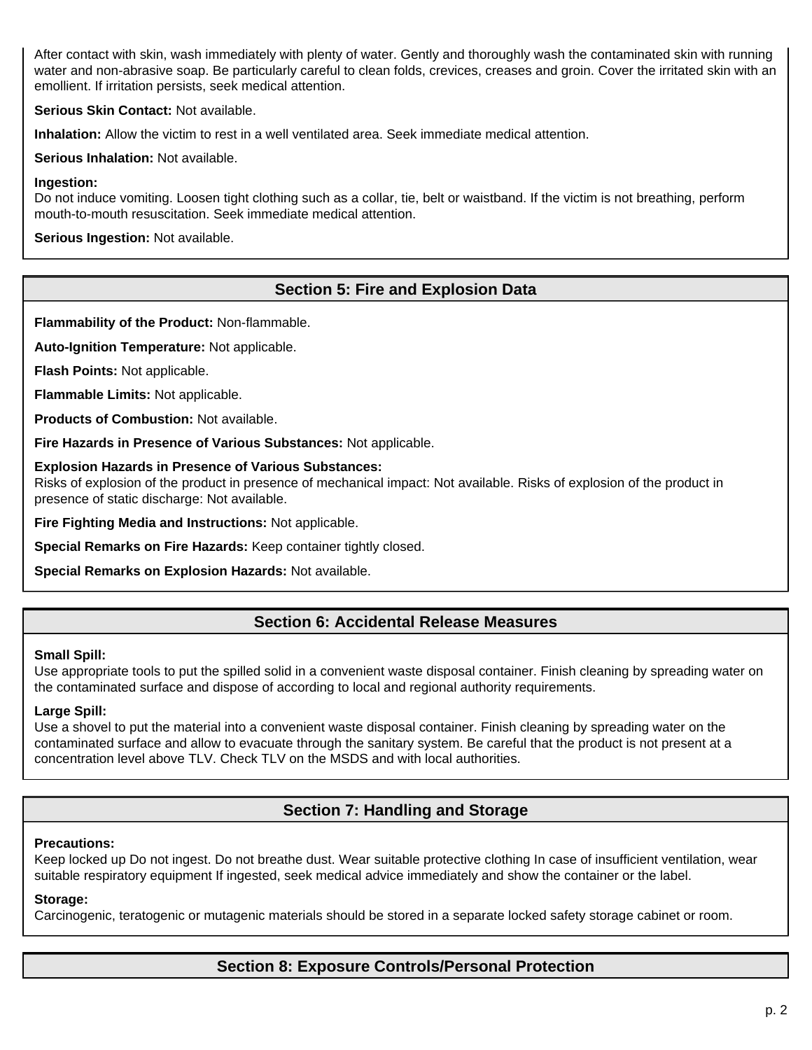After contact with skin, wash immediately with plenty of water. Gently and thoroughly wash the contaminated skin with running water and non-abrasive soap. Be particularly careful to clean folds, crevices, creases and groin. Cover the irritated skin with an emollient. If irritation persists, seek medical attention.

**Serious Skin Contact:** Not available.

**Inhalation:** Allow the victim to rest in a well ventilated area. Seek immediate medical attention.

**Serious Inhalation:** Not available.

**Ingestion:**
Do not induce vomiting. Loosen tight clothing such as a collar, tie, belt or waistband. If the victim is not breathing, perform mouth-to-mouth resuscitation. Seek immediate medical attention.

**Serious Ingestion:** Not available.

## Section 5: Fire and Explosion Data

**Flammability of the Product:** Non-flammable.

**Auto-Ignition Temperature:** Not applicable.

**Flash Points:** Not applicable.

**Flammable Limits:** Not applicable.

**Products of Combustion:** Not available.

**Fire Hazards in Presence of Various Substances:** Not applicable.

**Explosion Hazards in Presence of Various Substances:**
Risks of explosion of the product in presence of mechanical impact: Not available. Risks of explosion of the product in presence of static discharge: Not available.

**Fire Fighting Media and Instructions:** Not applicable.

**Special Remarks on Fire Hazards:** Keep container tightly closed.

**Special Remarks on Explosion Hazards:** Not available.

## Section 6: Accidental Release Measures

**Small Spill:**
Use appropriate tools to put the spilled solid in a convenient waste disposal container. Finish cleaning by spreading water on the contaminated surface and dispose of according to local and regional authority requirements.

**Large Spill:**
Use a shovel to put the material into a convenient waste disposal container. Finish cleaning by spreading water on the contaminated surface and allow to evacuate through the sanitary system. Be careful that the product is not present at a concentration level above TLV. Check TLV on the MSDS and with local authorities.

## Section 7: Handling and Storage

**Precautions:**
Keep locked up Do not ingest. Do not breathe dust. Wear suitable protective clothing In case of insufficient ventilation, wear suitable respiratory equipment If ingested, seek medical advice immediately and show the container or the label.

**Storage:**
Carcinogenic, teratogenic or mutagenic materials should be stored in a separate locked safety storage cabinet or room.

## Section 8: Exposure Controls/Personal Protection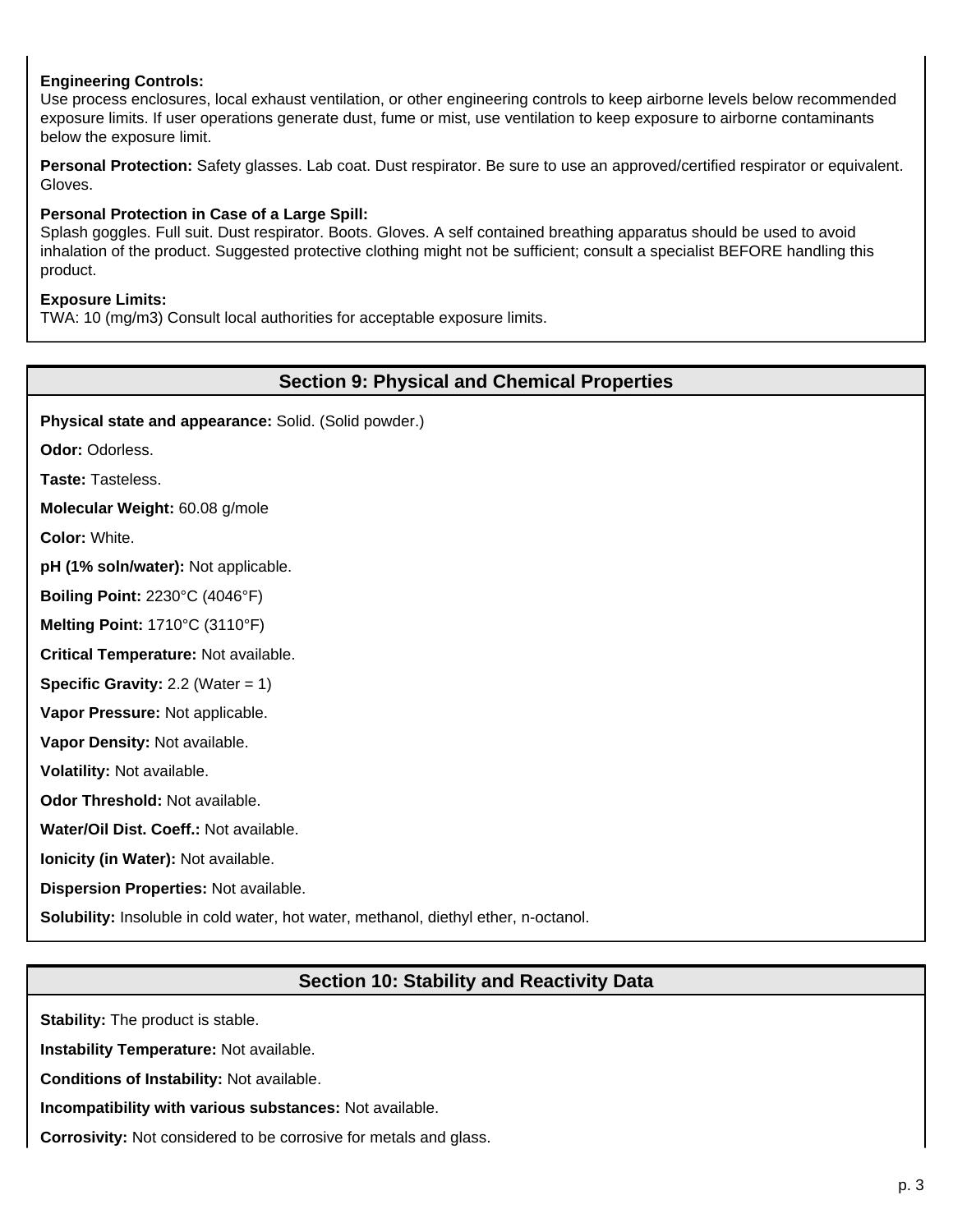**Engineering Controls:**
Use process enclosures, local exhaust ventilation, or other engineering controls to keep airborne levels below recommended exposure limits. If user operations generate dust, fume or mist, use ventilation to keep exposure to airborne contaminants below the exposure limit.

**Personal Protection:** Safety glasses. Lab coat. Dust respirator. Be sure to use an approved/certified respirator or equivalent. Gloves.

**Personal Protection in Case of a Large Spill:**
Splash goggles. Full suit. Dust respirator. Boots. Gloves. A self contained breathing apparatus should be used to avoid inhalation of the product. Suggested protective clothing might not be sufficient; consult a specialist BEFORE handling this product.

**Exposure Limits:**
TWA: 10 (mg/m3) Consult local authorities for acceptable exposure limits.

## Section 9: Physical and Chemical Properties

**Physical state and appearance:** Solid. (Solid powder.)

**Odor:** Odorless.

**Taste:** Tasteless.

**Molecular Weight:** 60.08 g/mole

**Color:** White.

**pH (1% soln/water):** Not applicable.

**Boiling Point:** 2230°C (4046°F)

**Melting Point:** 1710°C (3110°F)

**Critical Temperature:** Not available.

**Specific Gravity:** 2.2 (Water = 1)

**Vapor Pressure:** Not applicable.

**Vapor Density:** Not available.

**Volatility:** Not available.

**Odor Threshold:** Not available.

**Water/Oil Dist. Coeff.:** Not available.

**Ionicity (in Water):** Not available.

**Dispersion Properties:** Not available.

**Solubility:** Insoluble in cold water, hot water, methanol, diethyl ether, n-octanol.

## Section 10: Stability and Reactivity Data

**Stability:** The product is stable.

**Instability Temperature:** Not available.

**Conditions of Instability:** Not available.

**Incompatibility with various substances:** Not available.

**Corrosivity:** Not considered to be corrosive for metals and glass.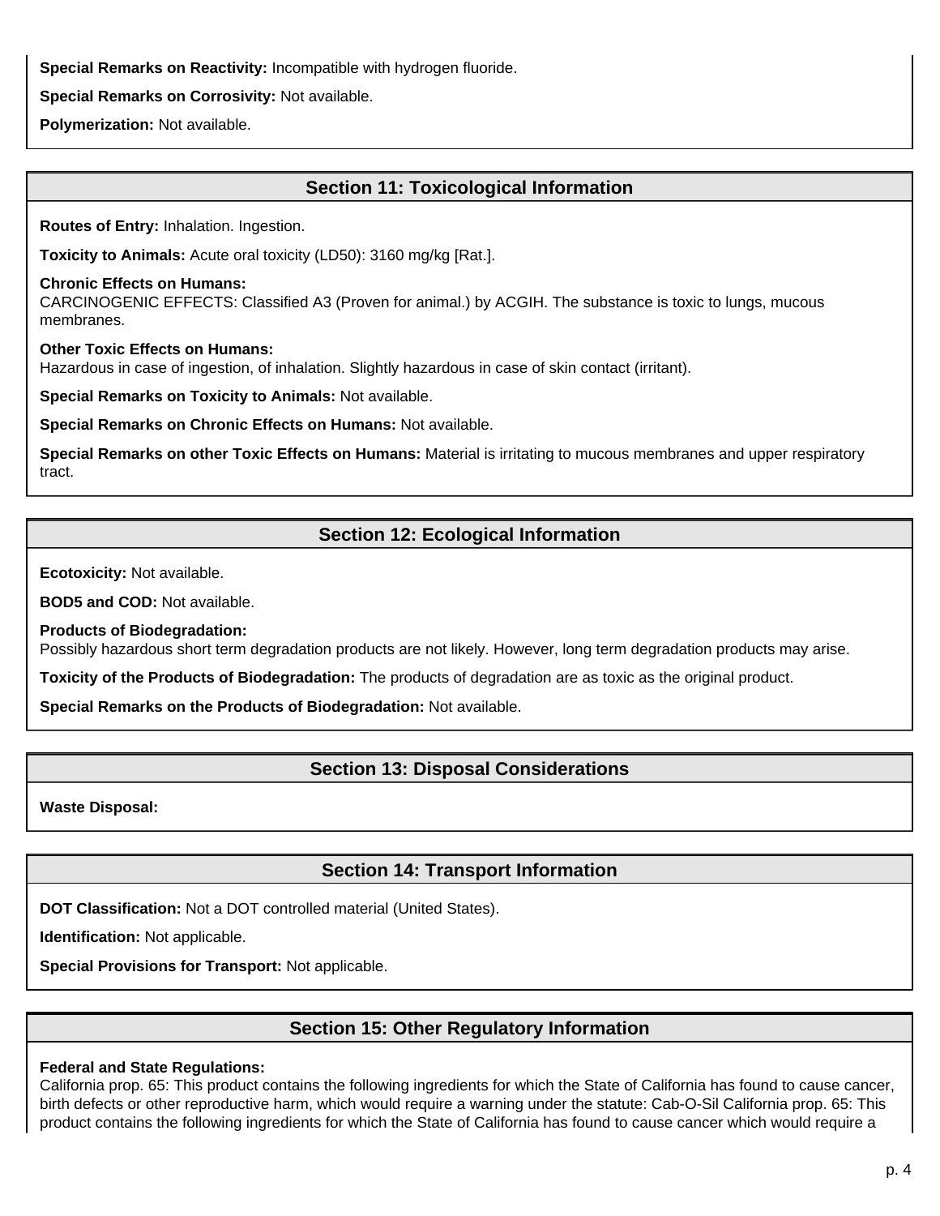**Special Remarks on Reactivity:** Incompatible with hydrogen fluoride.

**Special Remarks on Corrosivity:** Not available.

**Polymerization:** Not available.

## Section 11: Toxicological Information

**Routes of Entry:** Inhalation. Ingestion.

**Toxicity to Animals:** Acute oral toxicity (LD50): 3160 mg/kg [Rat.].

**Chronic Effects on Humans:**
CARCINOGENIC EFFECTS: Classified A3 (Proven for animal.) by ACGIH. The substance is toxic to lungs, mucous membranes.

**Other Toxic Effects on Humans:**
Hazardous in case of ingestion, of inhalation. Slightly hazardous in case of skin contact (irritant).

**Special Remarks on Toxicity to Animals:** Not available.

**Special Remarks on Chronic Effects on Humans:** Not available.

**Special Remarks on other Toxic Effects on Humans:** Material is irritating to mucous membranes and upper respiratory tract.

## Section 12: Ecological Information

**Ecotoxicity:** Not available.

**BOD5 and COD:** Not available.

**Products of Biodegradation:**
Possibly hazardous short term degradation products are not likely. However, long term degradation products may arise.

**Toxicity of the Products of Biodegradation:** The products of degradation are as toxic as the original product.

**Special Remarks on the Products of Biodegradation:** Not available.

## Section 13: Disposal Considerations

**Waste Disposal:**

## Section 14: Transport Information

**DOT Classification:** Not a DOT controlled material (United States).

**Identification:** Not applicable.

**Special Provisions for Transport:** Not applicable.

## Section 15: Other Regulatory Information

**Federal and State Regulations:**
California prop. 65: This product contains the following ingredients for which the State of California has found to cause cancer, birth defects or other reproductive harm, which would require a warning under the statute: Cab-O-Sil California prop. 65: This product contains the following ingredients for which the State of California has found to cause cancer which would require a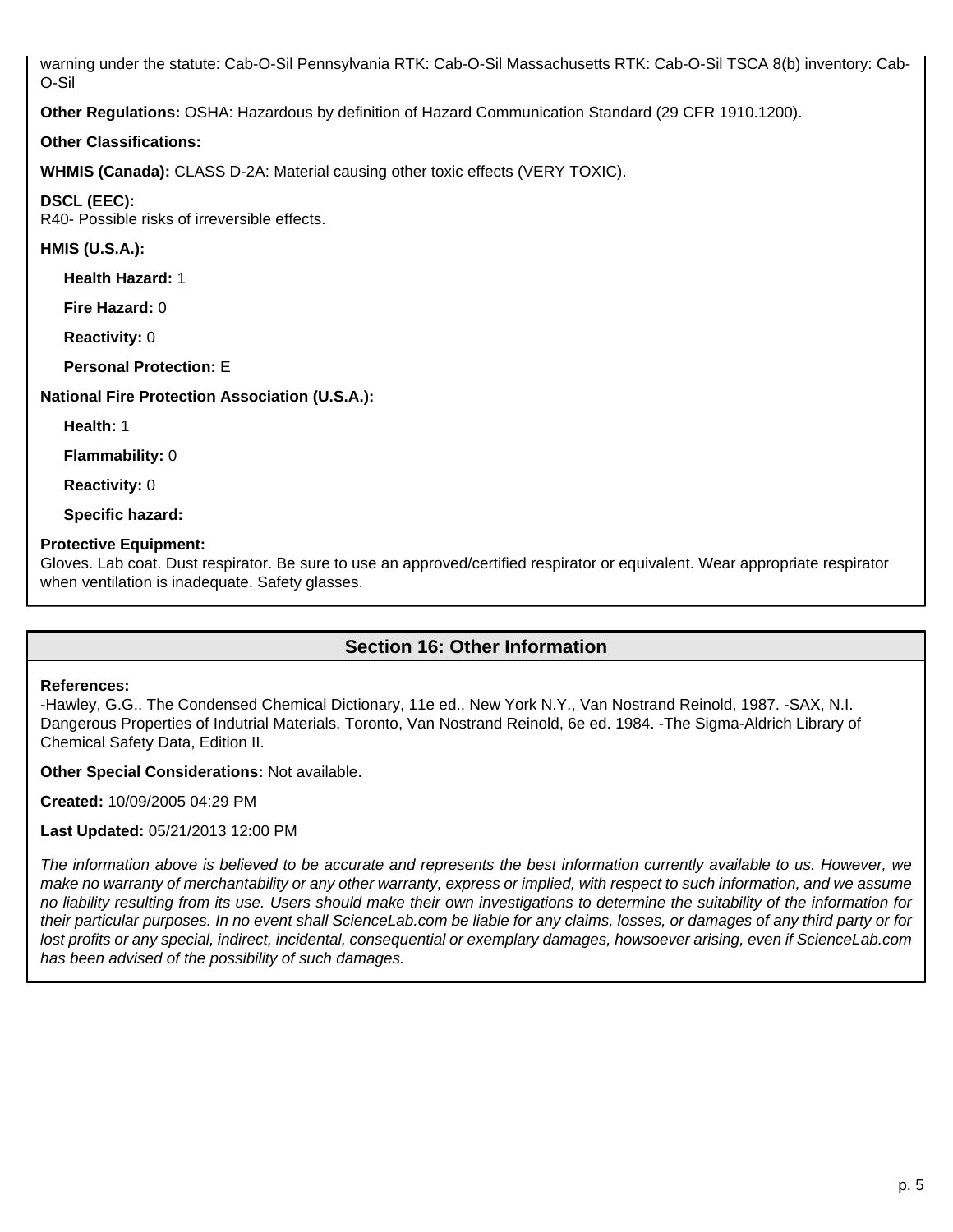warning under the statute: Cab-O-Sil Pennsylvania RTK: Cab-O-Sil Massachusetts RTK: Cab-O-Sil TSCA 8(b) inventory: Cab-O-Sil

**Other Regulations:** OSHA: Hazardous by definition of Hazard Communication Standard (29 CFR 1910.1200).

**Other Classifications:**

**WHMIS (Canada):** CLASS D-2A: Material causing other toxic effects (VERY TOXIC).

**DSCL (EEC):**
R40- Possible risks of irreversible effects.

**HMIS (U.S.A.):**

**Health Hazard:** 1

**Fire Hazard:** 0

**Reactivity:** 0

**Personal Protection:** E

**National Fire Protection Association (U.S.A.):**

**Health:** 1

**Flammability:** 0

**Reactivity:** 0

**Specific hazard:**

**Protective Equipment:**
Gloves. Lab coat. Dust respirator. Be sure to use an approved/certified respirator or equivalent. Wear appropriate respirator when ventilation is inadequate. Safety glasses.

## Section 16: Other Information

**References:**
-Hawley, G.G.. The Condensed Chemical Dictionary, 11e ed., New York N.Y., Van Nostrand Reinold, 1987. -SAX, N.I. Dangerous Properties of Indutrial Materials. Toronto, Van Nostrand Reinold, 6e ed. 1984. -The Sigma-Aldrich Library of Chemical Safety Data, Edition II.

**Other Special Considerations:** Not available.

**Created:** 10/09/2005 04:29 PM

**Last Updated:** 05/21/2013 12:00 PM

*The information above is believed to be accurate and represents the best information currently available to us. However, we make no warranty of merchantability or any other warranty, express or implied, with respect to such information, and we assume no liability resulting from its use. Users should make their own investigations to determine the suitability of the information for their particular purposes. In no event shall ScienceLab.com be liable for any claims, losses, or damages of any third party or for lost profits or any special, indirect, incidental, consequential or exemplary damages, howsoever arising, even if ScienceLab.com has been advised of the possibility of such damages.*